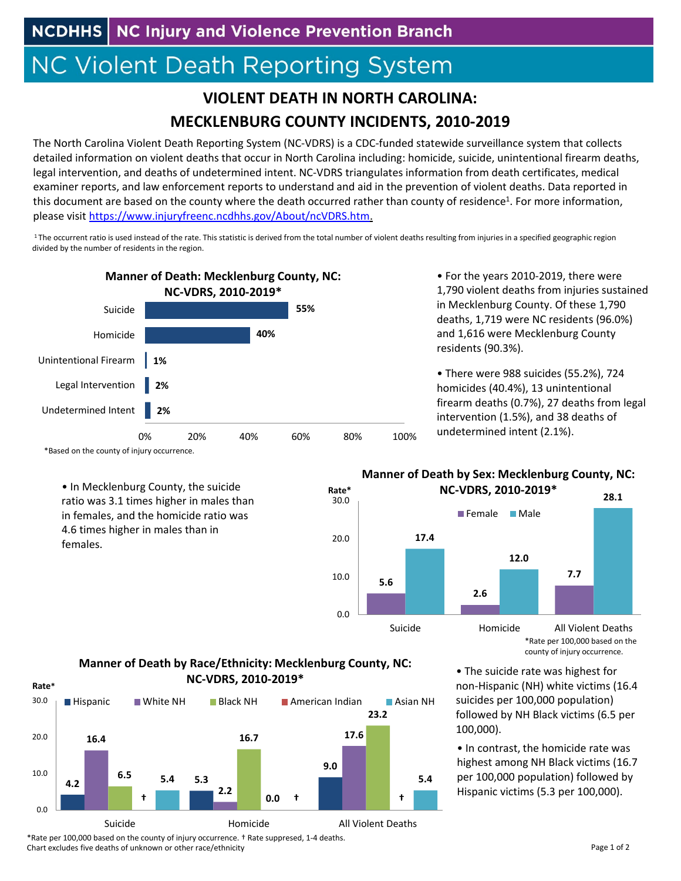NCDHHS | NC Injury and Violence Prevention Branch

# NC Violent Death Reporting System

## VIOLENT DEATH IN NORTH CAROLINA: MECKLENBURG COUNTY INCIDENTS, 2010-2019

The North Carolina Violent Death Reporting System (NC-VDRS) is a CDC-funded statewide surveillance system that collects detailed information on violent deaths that occur in North Carolina including: homicide, suicide, unintentional firearm deaths, legal intervention, and deaths of undetermined intent. NC-VDRS triangulates information from death certificates, medical examiner reports, and law enforcement reports to understand and aid in the prevention of violent deaths. Data reported in this document are based on the county where the death occurred rather than county of residence[1]. For more information, please visit https://www.injuryfreenc.ncdhhs.gov/About/ncVDRS.htm.

[1] The occurrent ratio is used instead of the rate. This statistic is derived from the total number of violent deaths resulting from injuries in a specified geographic region divided by the number of residents in the region.

**Manner of Death: Mecklenburg County, NC: NC-VDRS, 2010-2019***

| Manner of Death | Percent |
|---|---|
| Suicide | 55% |
| Homicide | 40% |
| Unintentional Firearm | 1% |
| Legal Intervention | 2% |
| Undetermined Intent | 2% |

*Based on the county of injury occurrence.

- For the years 2010-2019, there were 1,790 violent deaths from injuries sustained in Mecklenburg County. Of these 1,790 deaths, 1,719 were NC residents (96.0%) and 1,616 were Mecklenburg County residents (90.3%).
- There were 988 suicides (55.2%), 724 homicides (40.4%), 13 unintentional firearm deaths (0.7%), 27 deaths from legal intervention (1.5%), and 38 deaths of undetermined intent (2.1%).
- In Mecklenburg County, the suicide ratio was 3.1 times higher in males than in females, and the homicide ratio was 4.6 times higher in males than in females.

**Manner of Death by Sex: Mecklenburg County, NC: NC-VDRS, 2010-2019***

| Rate* | Female | Male |
|---|---|---|
| Suicide | 5.6 | 17.4 |
| Homicide | 2.6 | 12.0 |
| All Violent Deaths | 7.7 | 28.1 |

*Rate per 100,000 based on the county of injury occurrence.

**Manner of Death by Race/Ethnicity: Mecklenburg County, NC: NC-VDRS, 2010-2019***

| Rate* | Hispanic | White NH | Black NH | American Indian | Asian NH |
|---|---|---|---|---|---|
| Suicide | 4.2 | 16.4 | 6.5 | † | 5.4 |
| Homicide | 5.3 | 2.2 | 16.7 | 0.0 | † |
| All Violent Deaths | 9.0 | 17.6 | 23.2 | † | 5.4 |

*Rate per 100,000 based on the county of injury occurrence. † Rate suppressed, 1-4 deaths.
Chart excludes five deaths of unknown or other race/ethnicity

- The suicide rate was highest for non-Hispanic (NH) white victims (16.4 suicides per 100,000 population) followed by NH Black victims (6.5 per 100,000).
- In contrast, the homicide rate was highest among NH Black victims (16.7 per 100,000 population) followed by Hispanic victims (5.3 per 100,000).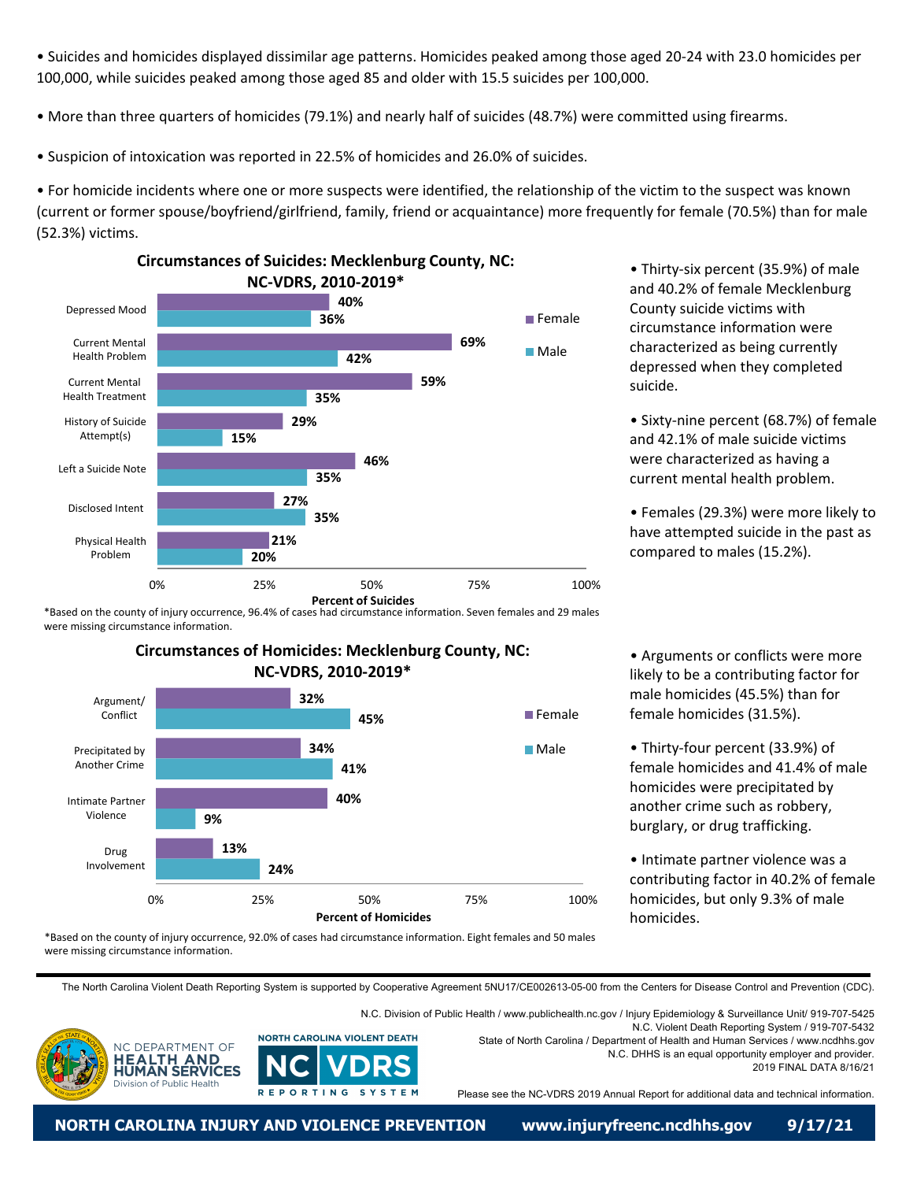• Suicides and homicides displayed dissimilar age patterns. Homicides peaked among those aged 20-24 with 23.0 homicides per 100,000, while suicides peaked among those aged 85 and older with 15.5 suicides per 100,000.

• More than three quarters of homicides (79.1%) and nearly half of suicides (48.7%) were committed using firearms.

• Suspicion of intoxication was reported in 22.5% of homicides and 26.0% of suicides.

• For homicide incidents where one or more suspects were identified, the relationship of the victim to the suspect was known (current or former spouse/boyfriend/girlfriend, family, friend or acquaintance) more frequently for female (70.5%) than for male (52.3%) victims.

**Circumstances of Suicides: Mecklenburg County, NC: NC-VDRS, 2010-2019***

Female
Male

Depressed Mood: 40%, 36%
Current Mental Health Problem: 69%, 42%
Current Mental Health Treatment: 59%, 35%
History of Suicide Attempt(s): 29%, 15%
Left a Suicide Note: 46%, 35%
Disclosed Intent: 27%, 35%
Physical Health Problem: 21%, 20%

0% 25% 50% 75% 100%

Percent of Suicides

*Based on the county of injury occurrence, 96.4% of cases had circumstance information. Seven females and 29 males were missing circumstance information.

• Thirty-six percent (35.9%) of male and 40.2% of female Mecklenburg County suicide victims with circumstance information were characterized as being currently depressed when they completed suicide.

• Sixty-nine percent (68.7%) of female and 42.1% of male suicide victims were characterized as having a current mental health problem.

• Females (29.3%) were more likely to have attempted suicide in the past as compared to males (15.2%).

**Circumstances of Homicides: Mecklenburg County, NC: NC-VDRS, 2010-2019***

Female
Male

Argument/ Conflict: 32%, 45%
Precipitated by Another Crime: 34%, 41%
Intimate Partner Violence: 40%, 9%
Drug Involvement: 13%, 24%

0% 25% 50% 75% 100%

Percent of Homicides

*Based on the county of injury occurrence, 92.0% of cases had circumstance information. Eight females and 50 males were missing circumstance information.

• Arguments or conflicts were more likely to be a contributing factor for male homicides (45.5%) than for female homicides (31.5%).

• Thirty-four percent (33.9%) of female homicides and 41.4% of male homicides were precipitated by another crime such as robbery, burglary, or drug trafficking.

• Intimate partner violence was a contributing factor in 40.2% of female homicides, but only 9.3% of male homicides.

The North Carolina Violent Death Reporting System is supported by Cooperative Agreement 5NU17/CE002613-05-00 from the Centers for Disease Control and Prevention (CDC).

N.C. Division of Public Health / www.publichealth.nc.gov / Injury Epidemiology & Surveillance Unit/ 919-707-5425
N.C. Violent Death Reporting System / 919-707-5432
State of North Carolina / Department of Health and Human Services / www.ncdhhs.gov
N.C. DHHS is an equal opportunity employer and provider.
2019 FINAL DATA 8/16/21

NC DEPARTMENT OF HEALTH AND HUMAN SERVICES Division of Public Health

NORTH CAROLINA VIOLENT DEATH NC VDRS REPORTING SYSTEM

Please see the NC-VDRS 2019 Annual Report for additional data and technical information.

**NORTH CAROLINA INJURY AND VIOLENCE PREVENTION www.injuryfreenc.ncdhhs.gov 9/17/21**